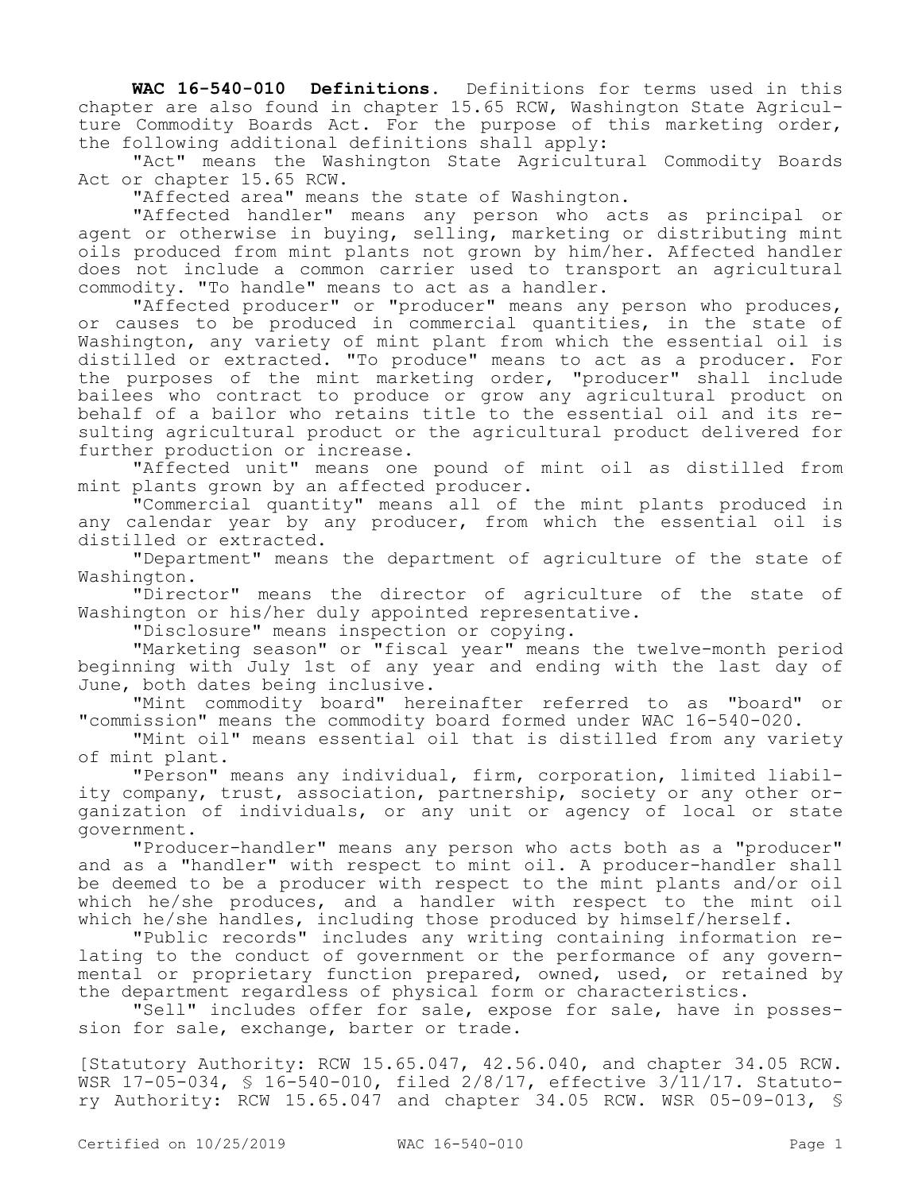**WAC 16-540-010 Definitions.** Definitions for terms used in this chapter are also found in chapter 15.65 RCW, Washington State Agriculture Commodity Boards Act. For the purpose of this marketing order, the following additional definitions shall apply:

"Act" means the Washington State Agricultural Commodity Boards Act or chapter 15.65 RCW.

"Affected area" means the state of Washington.

"Affected handler" means any person who acts as principal or agent or otherwise in buying, selling, marketing or distributing mint oils produced from mint plants not grown by him/her. Affected handler does not include a common carrier used to transport an agricultural commodity. "To handle" means to act as a handler.

"Affected producer" or "producer" means any person who produces, or causes to be produced in commercial quantities, in the state of Washington, any variety of mint plant from which the essential oil is distilled or extracted. "To produce" means to act as a producer. For the purposes of the mint marketing order, "producer" shall include bailees who contract to produce or grow any agricultural product on behalf of a bailor who retains title to the essential oil and its resulting agricultural product or the agricultural product delivered for further production or increase.

"Affected unit" means one pound of mint oil as distilled from mint plants grown by an affected producer.

"Commercial quantity" means all of the mint plants produced in any calendar year by any producer, from which the essential oil is distilled or extracted.

"Department" means the department of agriculture of the state of Washington.

"Director" means the director of agriculture of the state of Washington or his/her duly appointed representative.

"Disclosure" means inspection or copying.

"Marketing season" or "fiscal year" means the twelve-month period beginning with July 1st of any year and ending with the last day of June, both dates being inclusive.

"Mint commodity board" hereinafter referred to as "board" or "commission" means the commodity board formed under WAC 16-540-020.

"Mint oil" means essential oil that is distilled from any variety of mint plant.

"Person" means any individual, firm, corporation, limited liability company, trust, association, partnership, society or any other organization of individuals, or any unit or agency of local or state government.

"Producer-handler" means any person who acts both as a "producer" and as a "handler" with respect to mint oil. A producer-handler shall be deemed to be a producer with respect to the mint plants and/or oil which he/she produces, and a handler with respect to the mint oil which he/she handles, including those produced by himself/herself.

"Public records" includes any writing containing information relating to the conduct of government or the performance of any governmental or proprietary function prepared, owned, used, or retained by the department regardless of physical form or characteristics.

"Sell" includes offer for sale, expose for sale, have in possession for sale, exchange, barter or trade.

[Statutory Authority: RCW 15.65.047, 42.56.040, and chapter 34.05 RCW. WSR 17-05-034, § 16-540-010, filed 2/8/17, effective 3/11/17. Statutory Authority: RCW 15.65.047 and chapter 34.05 RCW. WSR 05-09-013, §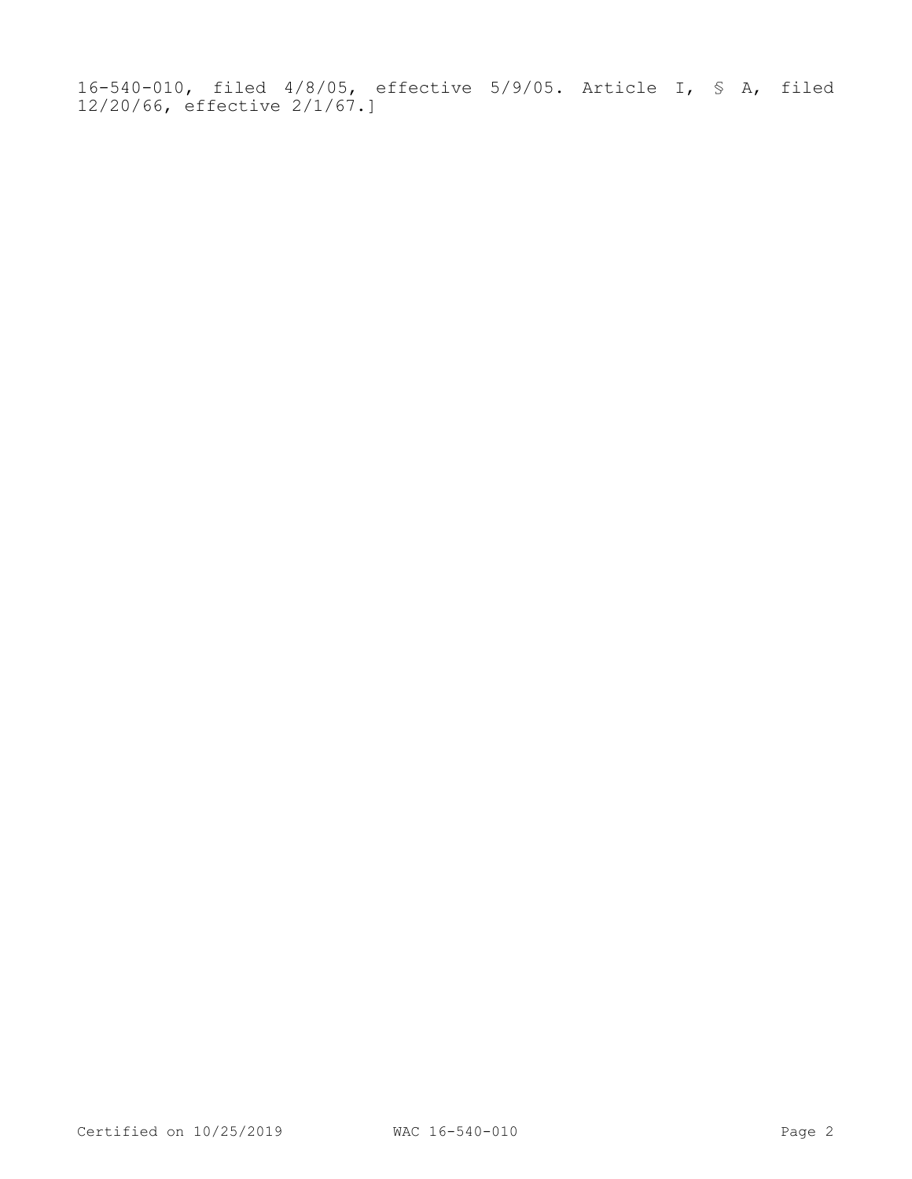16-540-010, filed 4/8/05, effective 5/9/05. Article I, § A, filed 12/20/66, effective 2/1/67.]